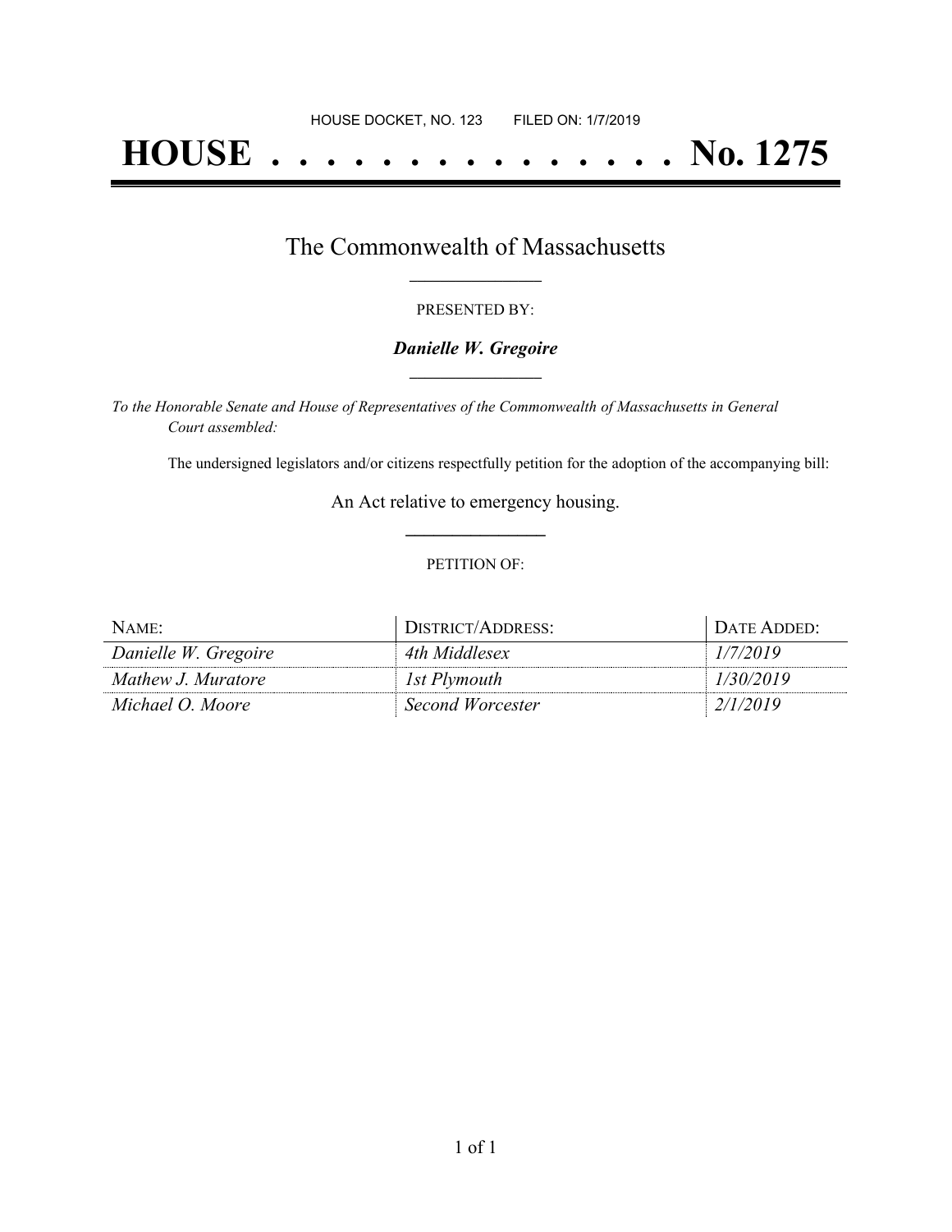HOUSE DOCKET, NO. 123        FILED ON: 1/7/2019

# HOUSE . . . . . . . . . . . . . . . No. 1275

## The Commonwealth of Massachusetts

PRESENTED BY:

***Danielle W. Gregoire***

*To the Honorable Senate and House of Representatives of the Commonwealth of Massachusetts in General Court assembled:*

The undersigned legislators and/or citizens respectfully petition for the adoption of the accompanying bill:

An Act relative to emergency housing.

PETITION OF:

| NAME: | DISTRICT/ADDRESS: | DATE ADDED: |
|---|---|---|
| *Danielle W. Gregoire* | *4th Middlesex* | *1/7/2019* |
| *Mathew J. Muratore* | *1st Plymouth* | *1/30/2019* |
| *Michael O. Moore* | *Second Worcester* | *2/1/2019* |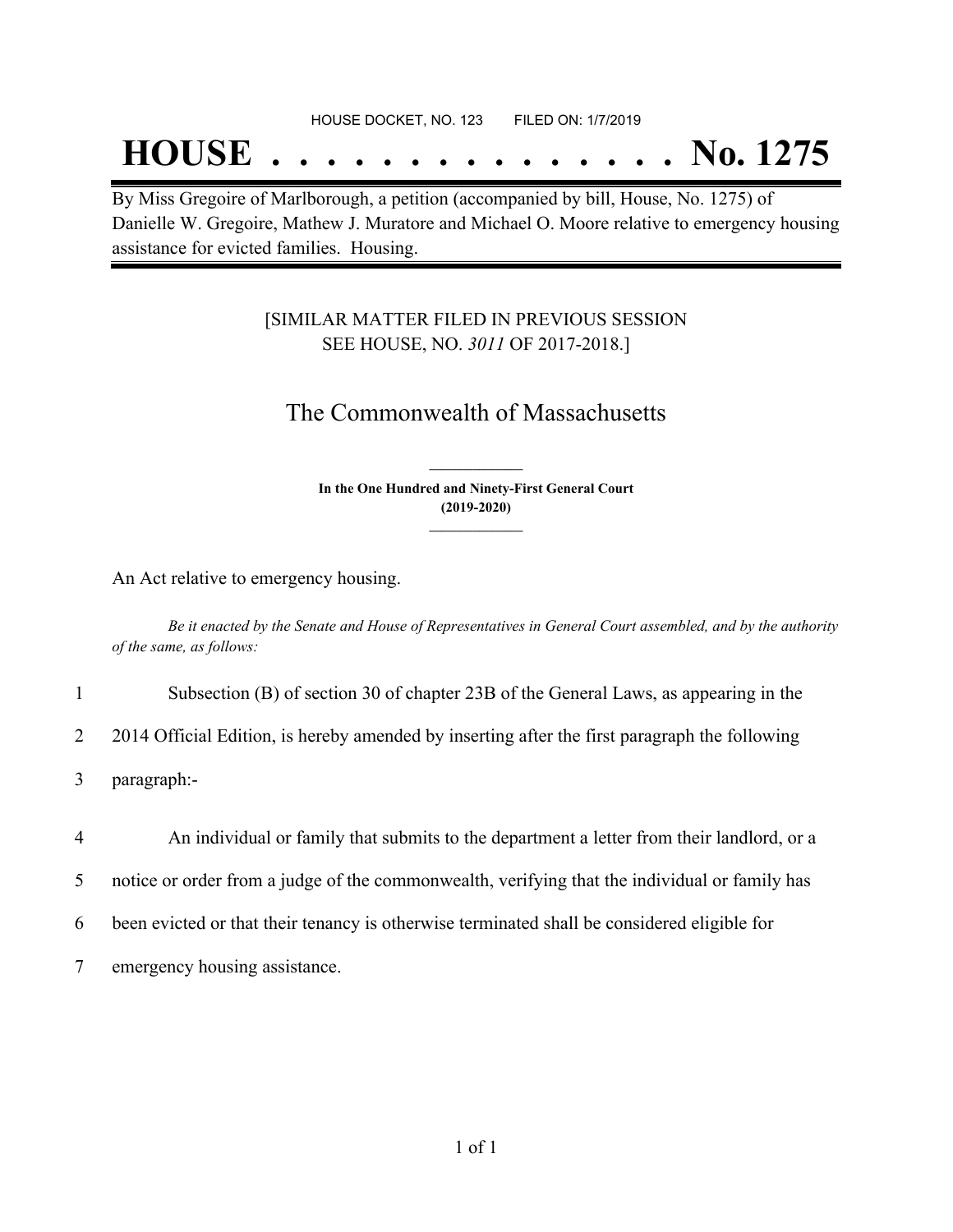HOUSE DOCKET, NO. 123 FILED ON: 1/7/2019

# HOUSE . . . . . . . . . . . . . . . No. 1275

By Miss Gregoire of Marlborough, a petition (accompanied by bill, House, No. 1275) of Danielle W. Gregoire, Mathew J. Muratore and Michael O. Moore relative to emergency housing assistance for evicted families. Housing.

[SIMILAR MATTER FILED IN PREVIOUS SESSION SEE HOUSE, NO. *3011* OF 2017-2018.]

## The Commonwealth of Massachusetts

**In the One Hundred and Ninety-First General Court (2019-2020)**

An Act relative to emergency housing.

*Be it enacted by the Senate and House of Representatives in General Court assembled, and by the authority of the same, as follows:*

1 Subsection (B) of section 30 of chapter 23B of the General Laws, as appearing in the
2 2014 Official Edition, is hereby amended by inserting after the first paragraph the following
3 paragraph:-

4 An individual or family that submits to the department a letter from their landlord, or a
5 notice or order from a judge of the commonwealth, verifying that the individual or family has
6 been evicted or that their tenancy is otherwise terminated shall be considered eligible for
7 emergency housing assistance.